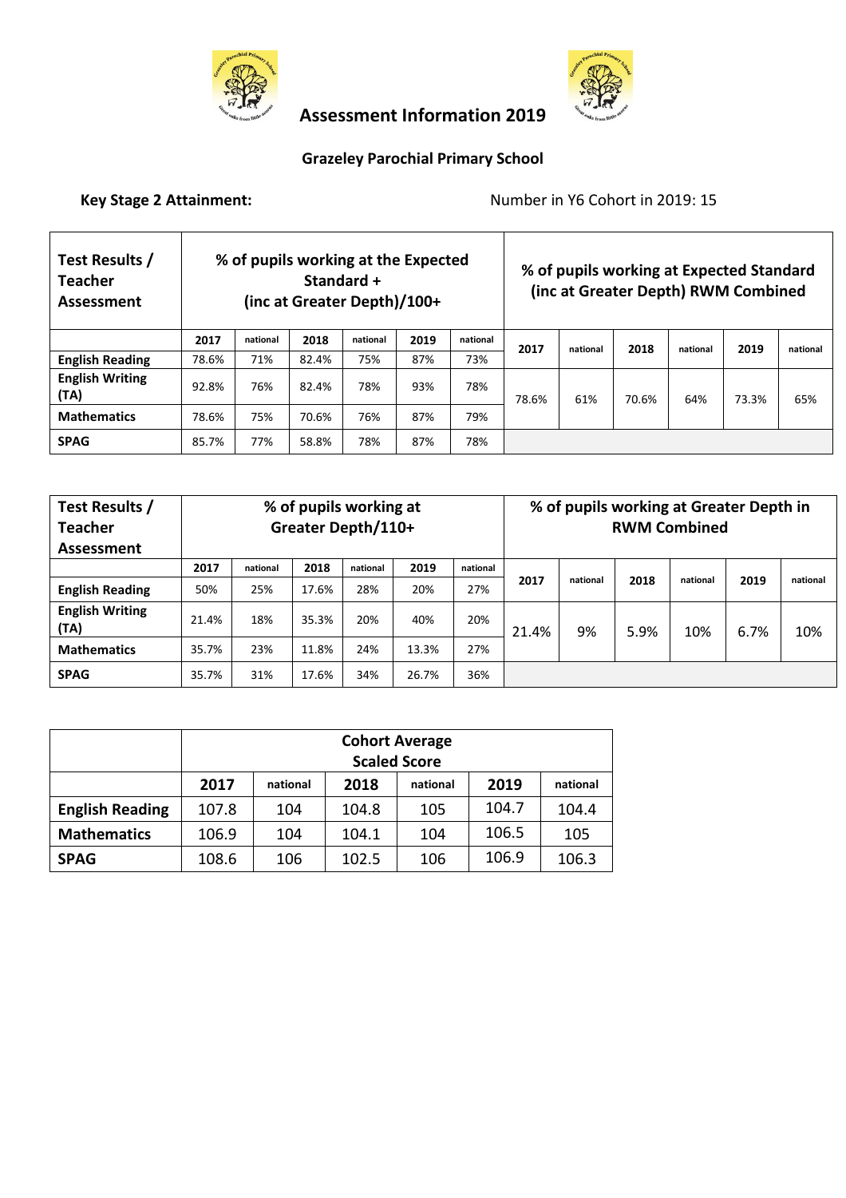# Assessment Information 2019

## Grazeley Parochial Primary School

**Key Stage 2 Attainment:** Number in Y6 Cohort in 2019: 15

| Test Results / Teacher Assessment | % of pupils working at the Expected Standard + (inc at Greater Depth)/100+ | | | | | | % of pupils working at Expected Standard (inc at Greater Depth) RWM Combined | | | | | |
|---|---|---|---|---|---|---|---|---|---|---|---|---|
| | 2017 | national | 2018 | national | 2019 | national | 2017 | national | 2018 | national | 2019 | national |
| English Reading | 78.6% | 71% | 82.4% | 75% | 87% | 73% | 78.6% | 61% | 70.6% | 64% | 73.3% | 65% |
| English Writing (TA) | 92.8% | 76% | 82.4% | 78% | 93% | 78% | | | | | | |
| Mathematics | 78.6% | 75% | 70.6% | 76% | 87% | 79% | | | | | | |
| SPAG | 85.7% | 77% | 58.8% | 78% | 87% | 78% | | | | | | |

| Test Results / Teacher Assessment | % of pupils working at Greater Depth/110+ | | | | | | % of pupils working at Greater Depth in RWM Combined | | | | | |
|---|---|---|---|---|---|---|---|---|---|---|---|---|
| | 2017 | national | 2018 | national | 2019 | national | 2017 | national | 2018 | national | 2019 | national |
| English Reading | 50% | 25% | 17.6% | 28% | 20% | 27% | 21.4% | 9% | 5.9% | 10% | 6.7% | 10% |
| English Writing (TA) | 21.4% | 18% | 35.3% | 20% | 40% | 20% | | | | | | |
| Mathematics | 35.7% | 23% | 11.8% | 24% | 13.3% | 27% | | | | | | |
| SPAG | 35.7% | 31% | 17.6% | 34% | 26.7% | 36% | | | | | | |

| | Cohort Average Scaled Score | | | | | |
|---|---|---|---|---|---|---|
| | 2017 | national | 2018 | national | 2019 | national |
| English Reading | 107.8 | 104 | 104.8 | 105 | 104.7 | 104.4 |
| Mathematics | 106.9 | 104 | 104.1 | 104 | 106.5 | 105 |
| SPAG | 108.6 | 106 | 102.5 | 106 | 106.9 | 106.3 |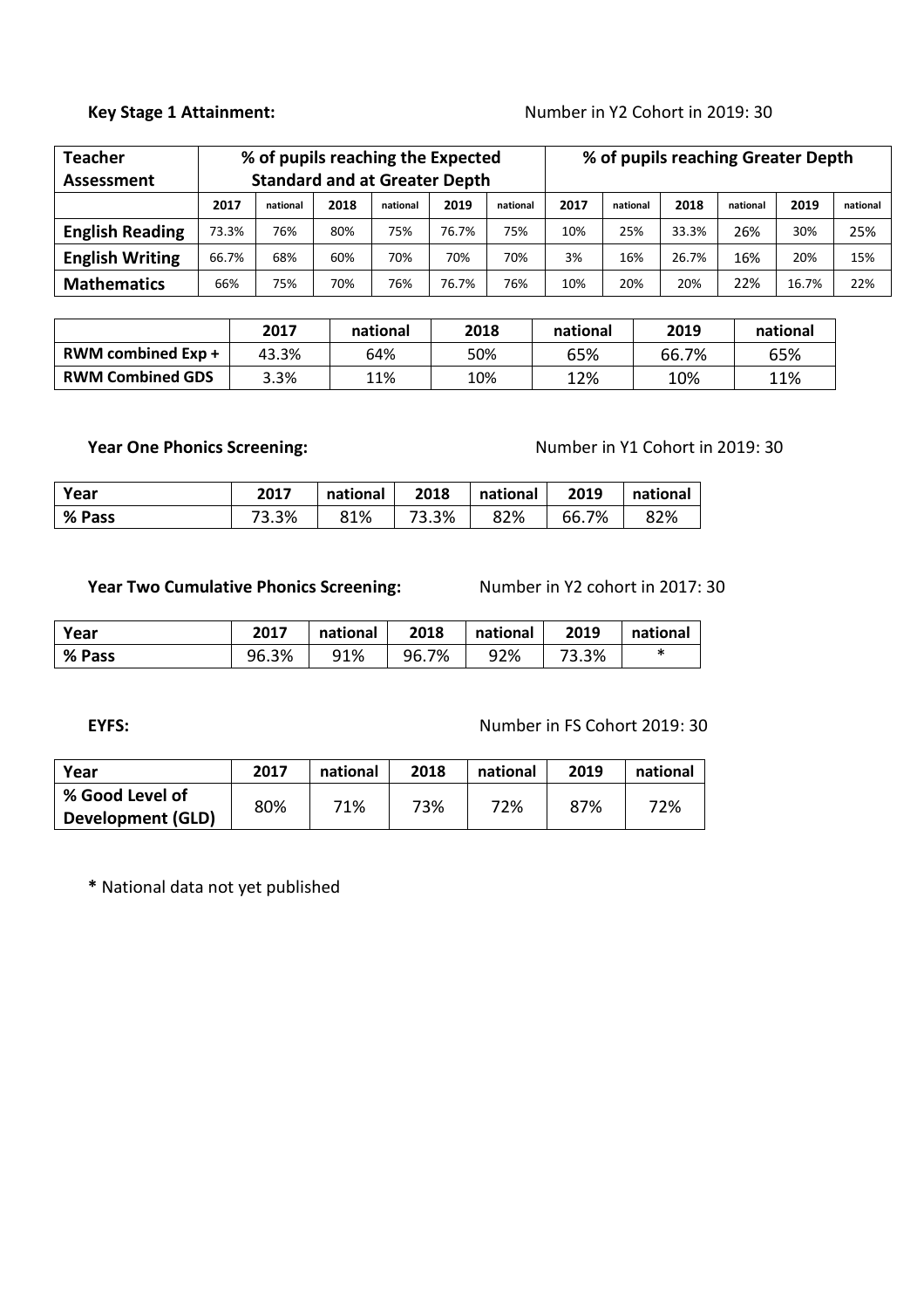**Key Stage 1 Attainment:** Number in Y2 Cohort in 2019: 30

| Teacher Assessment | % of pupils reaching the Expected Standard and at Greater Depth | | | | | | % of pupils reaching Greater Depth | | | | | |
|---|---|---|---|---|---|---|---|---|---|---|---|---|
| | 2017 | national | 2018 | national | 2019 | national | 2017 | national | 2018 | national | 2019 | national |
| **English Reading** | 73.3% | 76% | 80% | 75% | 76.7% | 75% | 10% | 25% | 33.3% | 26% | 30% | 25% |
| **English Writing** | 66.7% | 68% | 60% | 70% | 70% | 70% | 3% | 16% | 26.7% | 16% | 20% | 15% |
| **Mathematics** | 66% | 75% | 70% | 76% | 76.7% | 76% | 10% | 20% | 20% | 22% | 16.7% | 22% |

| | 2017 | national | 2018 | national | 2019 | national |
|---|---|---|---|---|---|---|
| **RWM combined Exp +** | 43.3% | 64% | 50% | 65% | 66.7% | 65% |
| **RWM Combined GDS** | 3.3% | 11% | 10% | 12% | 10% | 11% |

**Year One Phonics Screening:** Number in Y1 Cohort in 2019: 30

| Year | 2017 | national | 2018 | national | 2019 | national |
|---|---|---|---|---|---|---|
| % Pass | 73.3% | 81% | 73.3% | 82% | 66.7% | 82% |

**Year Two Cumulative Phonics Screening:** Number in Y2 cohort in 2017: 30

| Year | 2017 | national | 2018 | national | 2019 | national |
|---|---|---|---|---|---|---|
| % Pass | 96.3% | 91% | 96.7% | 92% | 73.3% | * |

**EYFS:** Number in FS Cohort 2019: 30

| Year | 2017 | national | 2018 | national | 2019 | national |
|---|---|---|---|---|---|---|
| % Good Level of Development (GLD) | 80% | 71% | 73% | 72% | 87% | 72% |

**\*** National data not yet published